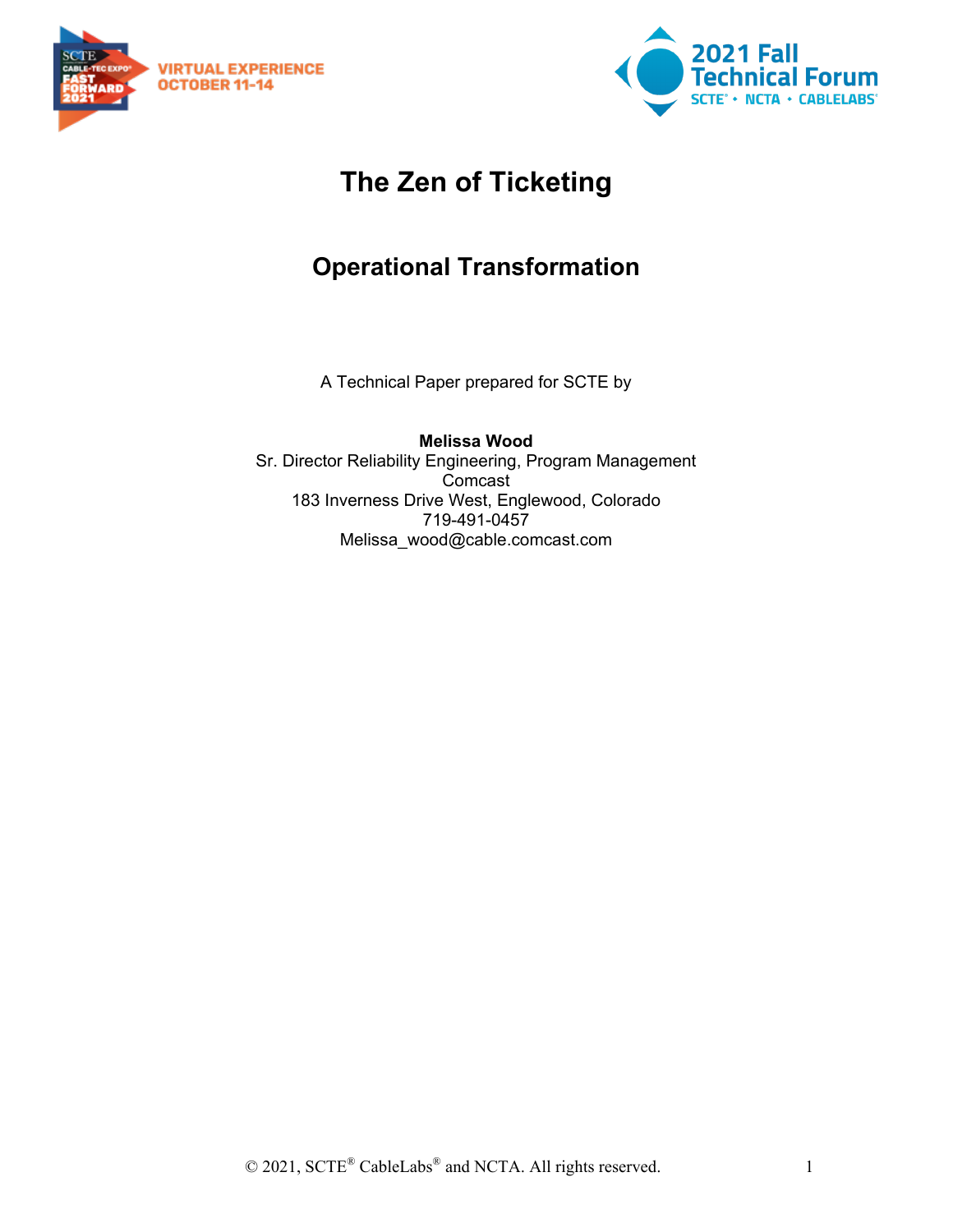# The Zen of Ticketing

## Operational Transformation

A Technical Paper prepared for SCTE by

**Melissa Wood**
Sr. Director Reliability Engineering, Program Management
Comcast
183 Inverness Drive West, Englewood, Colorado
719-491-0457
Melissa_wood@cable.comcast.com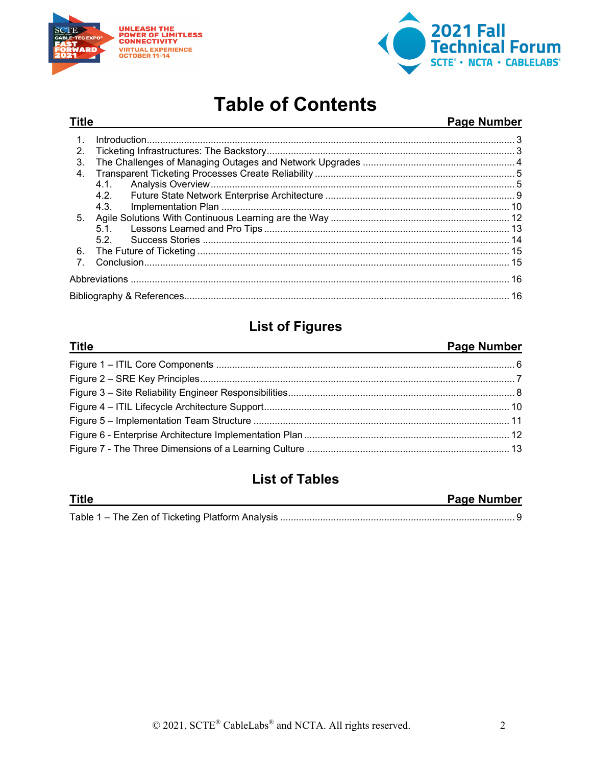# Table of Contents

| Title | Page Number |
|---|---|
| 1. Introduction | 3 |
| 2. Ticketing Infrastructures: The Backstory | 3 |
| 3. The Challenges of Managing Outages and Network Upgrades | 4 |
| 4. Transparent Ticketing Processes Create Reliability | 5 |
| 4.1. Analysis Overview | 5 |
| 4.2. Future State Network Enterprise Architecture | 9 |
| 4.3. Implementation Plan | 10 |
| 5. Agile Solutions With Continuous Learning are the Way | 12 |
| 5.1. Lessons Learned and Pro Tips | 13 |
| 5.2. Success Stories | 14 |
| 6. The Future of Ticketing | 15 |
| 7. Conclusion | 15 |
| Abbreviations | 16 |
| Bibliography & References | 16 |

## List of Figures

| Title | Page Number |
|---|---|
| Figure 1 – ITIL Core Components | 6 |
| Figure 2 – SRE Key Principles | 7 |
| Figure 3 – Site Reliability Engineer Responsibilities | 8 |
| Figure 4 – ITIL Lifecycle Architecture Support | 10 |
| Figure 5 – Implementation Team Structure | 11 |
| Figure 6 - Enterprise Architecture Implementation Plan | 12 |
| Figure 7 - The Three Dimensions of a Learning Culture | 13 |

## List of Tables

| Title | Page Number |
|---|---|
| Table 1 – The Zen of Ticketing Platform Analysis | 9 |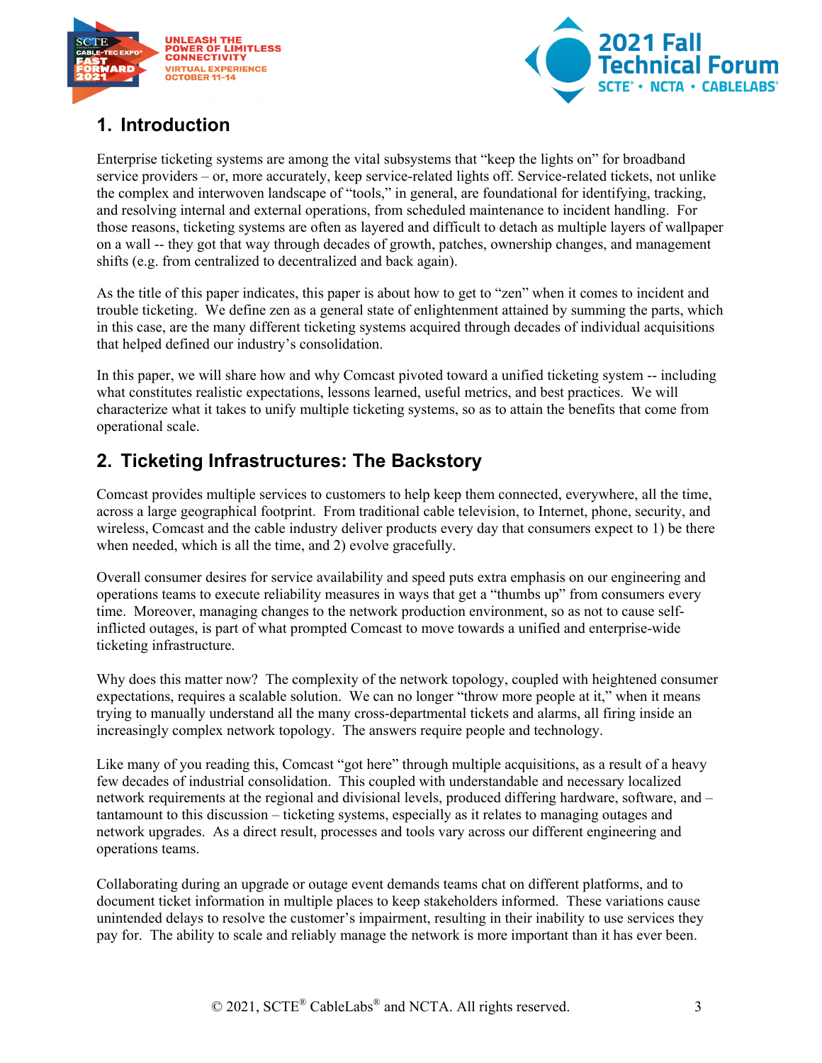## 1. Introduction

Enterprise ticketing systems are among the vital subsystems that "keep the lights on" for broadband service providers – or, more accurately, keep service-related lights off. Service-related tickets, not unlike the complex and interwoven landscape of "tools," in general, are foundational for identifying, tracking, and resolving internal and external operations, from scheduled maintenance to incident handling. For those reasons, ticketing systems are often as layered and difficult to detach as multiple layers of wallpaper on a wall -- they got that way through decades of growth, patches, ownership changes, and management shifts (e.g. from centralized to decentralized and back again).

As the title of this paper indicates, this paper is about how to get to "zen" when it comes to incident and trouble ticketing. We define zen as a general state of enlightenment attained by summing the parts, which in this case, are the many different ticketing systems acquired through decades of individual acquisitions that helped defined our industry's consolidation.

In this paper, we will share how and why Comcast pivoted toward a unified ticketing system -- including what constitutes realistic expectations, lessons learned, useful metrics, and best practices. We will characterize what it takes to unify multiple ticketing systems, so as to attain the benefits that come from operational scale.

## 2. Ticketing Infrastructures: The Backstory

Comcast provides multiple services to customers to help keep them connected, everywhere, all the time, across a large geographical footprint. From traditional cable television, to Internet, phone, security, and wireless, Comcast and the cable industry deliver products every day that consumers expect to 1) be there when needed, which is all the time, and 2) evolve gracefully.

Overall consumer desires for service availability and speed puts extra emphasis on our engineering and operations teams to execute reliability measures in ways that get a "thumbs up" from consumers every time. Moreover, managing changes to the network production environment, so as not to cause self-inflicted outages, is part of what prompted Comcast to move towards a unified and enterprise-wide ticketing infrastructure.

Why does this matter now? The complexity of the network topology, coupled with heightened consumer expectations, requires a scalable solution. We can no longer "throw more people at it," when it means trying to manually understand all the many cross-departmental tickets and alarms, all firing inside an increasingly complex network topology. The answers require people and technology.

Like many of you reading this, Comcast "got here" through multiple acquisitions, as a result of a heavy few decades of industrial consolidation. This coupled with understandable and necessary localized network requirements at the regional and divisional levels, produced differing hardware, software, and – tantamount to this discussion – ticketing systems, especially as it relates to managing outages and network upgrades. As a direct result, processes and tools vary across our different engineering and operations teams.

Collaborating during an upgrade or outage event demands teams chat on different platforms, and to document ticket information in multiple places to keep stakeholders informed. These variations cause unintended delays to resolve the customer's impairment, resulting in their inability to use services they pay for. The ability to scale and reliably manage the network is more important than it has ever been.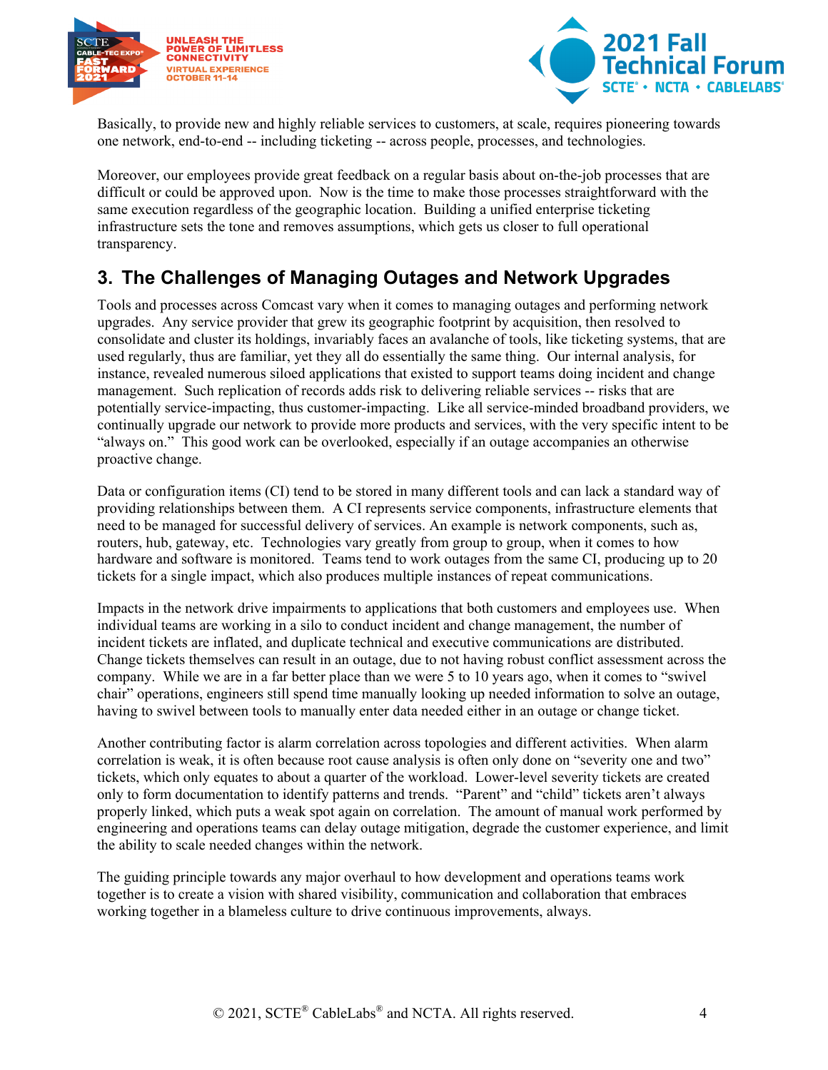Basically, to provide new and highly reliable services to customers, at scale, requires pioneering towards one network, end-to-end -- including ticketing -- across people, processes, and technologies.

Moreover, our employees provide great feedback on a regular basis about on-the-job processes that are difficult or could be approved upon. Now is the time to make those processes straightforward with the same execution regardless of the geographic location. Building a unified enterprise ticketing infrastructure sets the tone and removes assumptions, which gets us closer to full operational transparency.

## 3. The Challenges of Managing Outages and Network Upgrades

Tools and processes across Comcast vary when it comes to managing outages and performing network upgrades. Any service provider that grew its geographic footprint by acquisition, then resolved to consolidate and cluster its holdings, invariably faces an avalanche of tools, like ticketing systems, that are used regularly, thus are familiar, yet they all do essentially the same thing. Our internal analysis, for instance, revealed numerous siloed applications that existed to support teams doing incident and change management. Such replication of records adds risk to delivering reliable services -- risks that are potentially service-impacting, thus customer-impacting. Like all service-minded broadband providers, we continually upgrade our network to provide more products and services, with the very specific intent to be "always on." This good work can be overlooked, especially if an outage accompanies an otherwise proactive change.

Data or configuration items (CI) tend to be stored in many different tools and can lack a standard way of providing relationships between them. A CI represents service components, infrastructure elements that need to be managed for successful delivery of services. An example is network components, such as, routers, hub, gateway, etc. Technologies vary greatly from group to group, when it comes to how hardware and software is monitored. Teams tend to work outages from the same CI, producing up to 20 tickets for a single impact, which also produces multiple instances of repeat communications.

Impacts in the network drive impairments to applications that both customers and employees use. When individual teams are working in a silo to conduct incident and change management, the number of incident tickets are inflated, and duplicate technical and executive communications are distributed. Change tickets themselves can result in an outage, due to not having robust conflict assessment across the company. While we are in a far better place than we were 5 to 10 years ago, when it comes to "swivel chair" operations, engineers still spend time manually looking up needed information to solve an outage, having to swivel between tools to manually enter data needed either in an outage or change ticket.

Another contributing factor is alarm correlation across topologies and different activities. When alarm correlation is weak, it is often because root cause analysis is often only done on "severity one and two" tickets, which only equates to about a quarter of the workload. Lower-level severity tickets are created only to form documentation to identify patterns and trends. "Parent" and "child" tickets aren't always properly linked, which puts a weak spot again on correlation. The amount of manual work performed by engineering and operations teams can delay outage mitigation, degrade the customer experience, and limit the ability to scale needed changes within the network.

The guiding principle towards any major overhaul to how development and operations teams work together is to create a vision with shared visibility, communication and collaboration that embraces working together in a blameless culture to drive continuous improvements, always.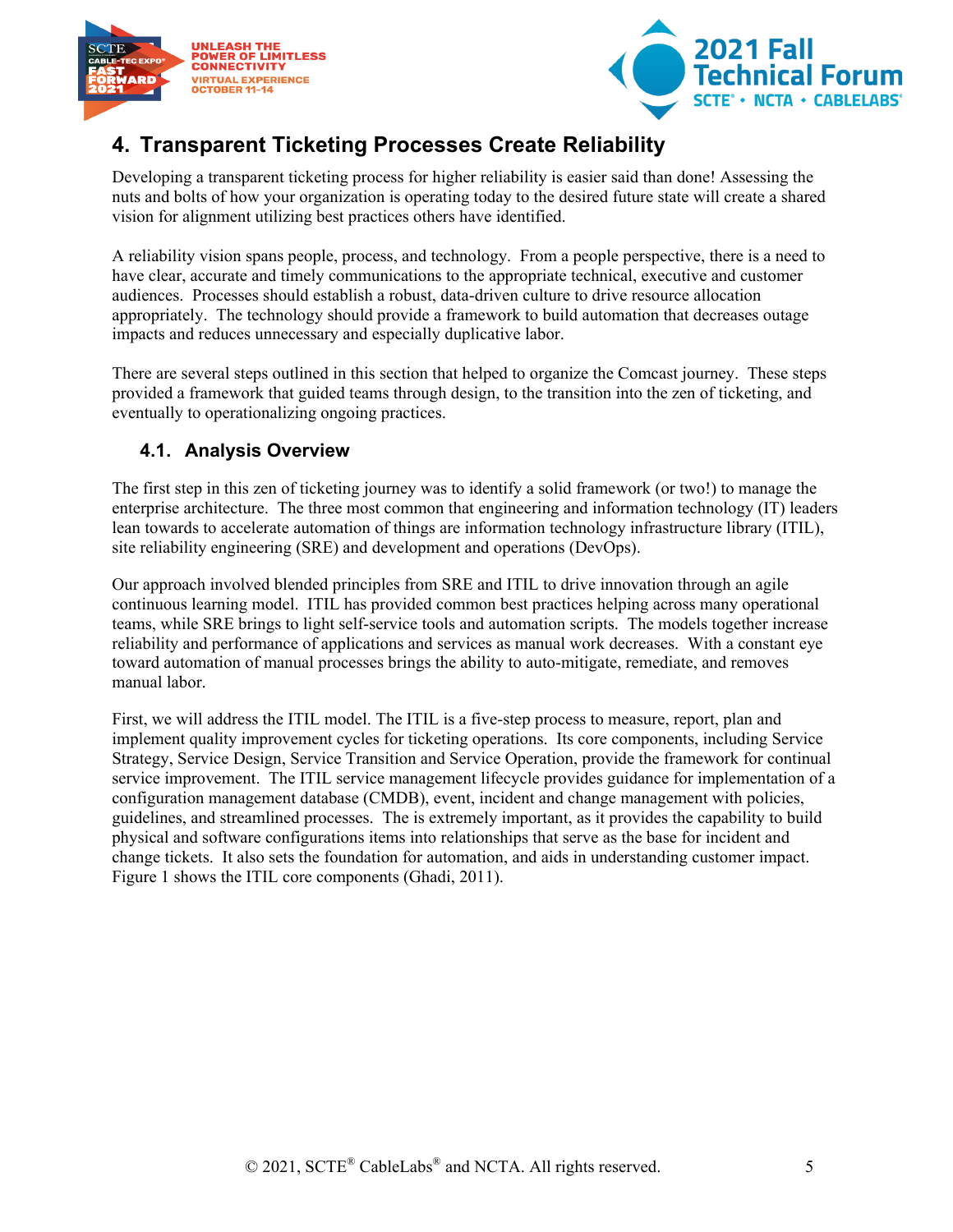# 4. Transparent Ticketing Processes Create Reliability

Developing a transparent ticketing process for higher reliability is easier said than done! Assessing the nuts and bolts of how your organization is operating today to the desired future state will create a shared vision for alignment utilizing best practices others have identified.

A reliability vision spans people, process, and technology. From a people perspective, there is a need to have clear, accurate and timely communications to the appropriate technical, executive and customer audiences. Processes should establish a robust, data-driven culture to drive resource allocation appropriately. The technology should provide a framework to build automation that decreases outage impacts and reduces unnecessary and especially duplicative labor.

There are several steps outlined in this section that helped to organize the Comcast journey. These steps provided a framework that guided teams through design, to the transition into the zen of ticketing, and eventually to operationalizing ongoing practices.

## 4.1. Analysis Overview

The first step in this zen of ticketing journey was to identify a solid framework (or two!) to manage the enterprise architecture. The three most common that engineering and information technology (IT) leaders lean towards to accelerate automation of things are information technology infrastructure library (ITIL), site reliability engineering (SRE) and development and operations (DevOps).

Our approach involved blended principles from SRE and ITIL to drive innovation through an agile continuous learning model. ITIL has provided common best practices helping across many operational teams, while SRE brings to light self-service tools and automation scripts. The models together increase reliability and performance of applications and services as manual work decreases. With a constant eye toward automation of manual processes brings the ability to auto-mitigate, remediate, and removes manual labor.

First, we will address the ITIL model. The ITIL is a five-step process to measure, report, plan and implement quality improvement cycles for ticketing operations. Its core components, including Service Strategy, Service Design, Service Transition and Service Operation, provide the framework for continual service improvement. The ITIL service management lifecycle provides guidance for implementation of a configuration management database (CMDB), event, incident and change management with policies, guidelines, and streamlined processes. The is extremely important, as it provides the capability to build physical and software configurations items into relationships that serve as the base for incident and change tickets. It also sets the foundation for automation, and aids in understanding customer impact. Figure 1 shows the ITIL core components (Ghadi, 2011).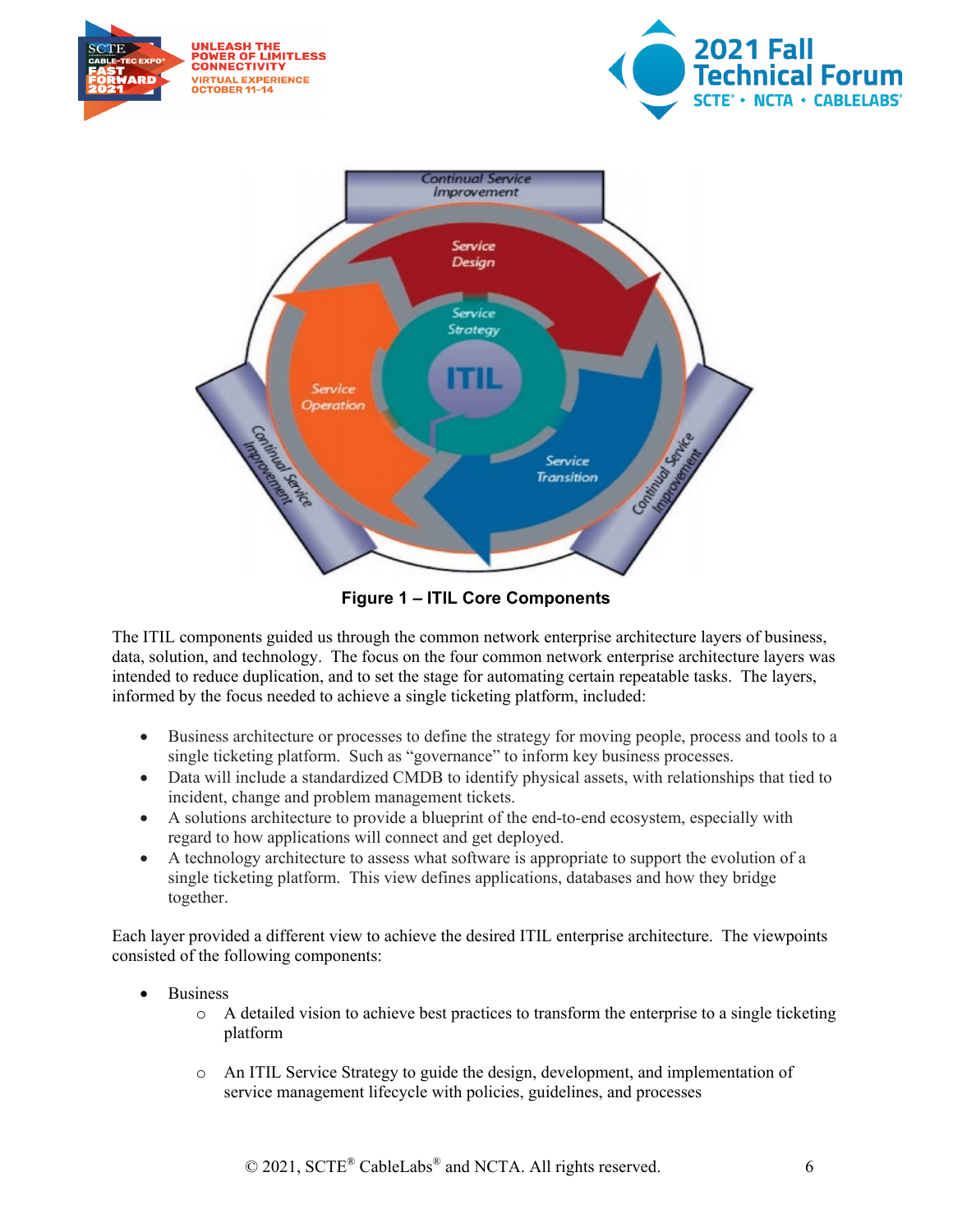**Figure 1 – ITIL Core Components**

The ITIL components guided us through the common network enterprise architecture layers of business, data, solution, and technology. The focus on the four common network enterprise architecture layers was intended to reduce duplication, and to set the stage for automating certain repeatable tasks. The layers, informed by the focus needed to achieve a single ticketing platform, included:

- Business architecture or processes to define the strategy for moving people, process and tools to a single ticketing platform. Such as "governance" to inform key business processes.
- Data will include a standardized CMDB to identify physical assets, with relationships that tied to incident, change and problem management tickets.
- A solutions architecture to provide a blueprint of the end-to-end ecosystem, especially with regard to how applications will connect and get deployed.
- A technology architecture to assess what software is appropriate to support the evolution of a single ticketing platform. This view defines applications, databases and how they bridge together.

Each layer provided a different view to achieve the desired ITIL enterprise architecture. The viewpoints consisted of the following components:

- Business
  - A detailed vision to achieve best practices to transform the enterprise to a single ticketing platform
  - An ITIL Service Strategy to guide the design, development, and implementation of service management lifecycle with policies, guidelines, and processes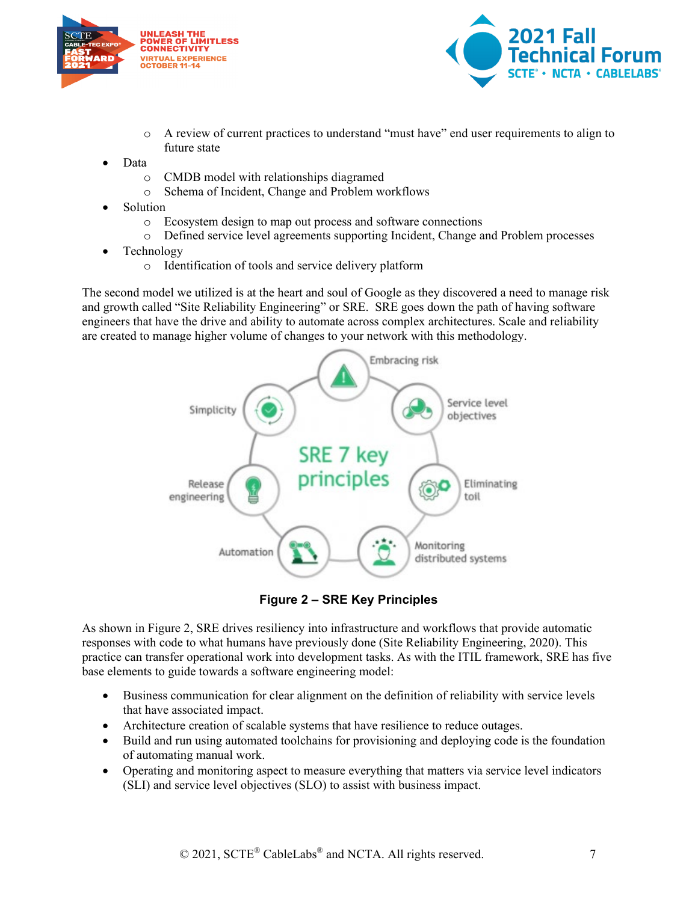- A review of current practices to understand “must have” end user requirements to align to future state
- Data
  - CMDB model with relationships diagramed
  - Schema of Incident, Change and Problem workflows
- Solution
  - Ecosystem design to map out process and software connections
  - Defined service level agreements supporting Incident, Change and Problem processes
- Technology
  - Identification of tools and service delivery platform

The second model we utilized is at the heart and soul of Google as they discovered a need to manage risk and growth called “Site Reliability Engineering” or SRE. SRE goes down the path of having software engineers that have the drive and ability to automate across complex architectures. Scale and reliability are created to manage higher volume of changes to your network with this methodology.

**Figure 2 – SRE Key Principles**

As shown in Figure 2, SRE drives resiliency into infrastructure and workflows that provide automatic responses with code to what humans have previously done (Site Reliability Engineering, 2020). This practice can transfer operational work into development tasks. As with the ITIL framework, SRE has five base elements to guide towards a software engineering model:

- Business communication for clear alignment on the definition of reliability with service levels that have associated impact.
- Architecture creation of scalable systems that have resilience to reduce outages.
- Build and run using automated toolchains for provisioning and deploying code is the foundation of automating manual work.
- Operating and monitoring aspect to measure everything that matters via service level indicators (SLI) and service level objectives (SLO) to assist with business impact.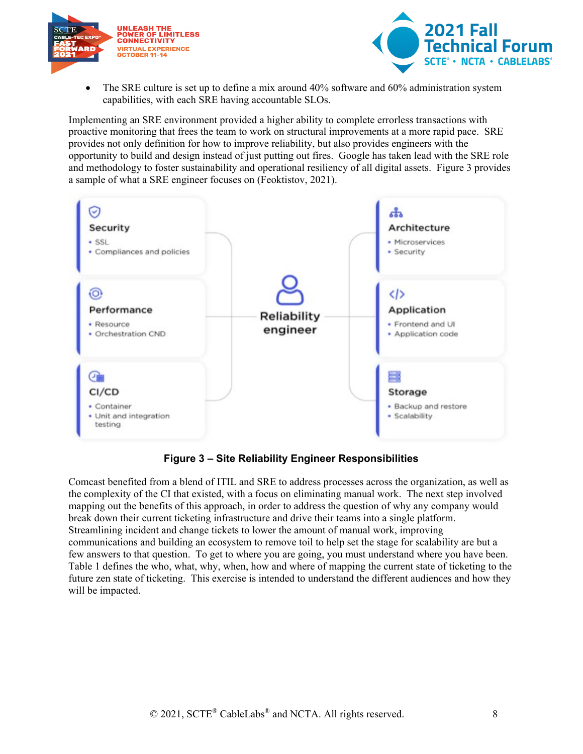- The SRE culture is set up to define a mix around 40% software and 60% administration system capabilities, with each SRE having accountable SLOs.

Implementing an SRE environment provided a higher ability to complete errorless transactions with proactive monitoring that frees the team to work on structural improvements at a more rapid pace. SRE provides not only definition for how to improve reliability, but also provides engineers with the opportunity to build and design instead of just putting out fires. Google has taken lead with the SRE role and methodology to foster sustainability and operational resiliency of all digital assets. Figure 3 provides a sample of what a SRE engineer focuses on (Feoktistov, 2021).

**Figure 3 – Site Reliability Engineer Responsibilities**

Comcast benefited from a blend of ITIL and SRE to address processes across the organization, as well as the complexity of the CI that existed, with a focus on eliminating manual work. The next step involved mapping out the benefits of this approach, in order to address the question of why any company would break down their current ticketing infrastructure and drive their teams into a single platform. Streamlining incident and change tickets to lower the amount of manual work, improving communications and building an ecosystem to remove toil to help set the stage for scalability are but a few answers to that question. To get to where you are going, you must understand where you have been. Table 1 defines the who, what, why, when, how and where of mapping the current state of ticketing to the future zen state of ticketing. This exercise is intended to understand the different audiences and how they will be impacted.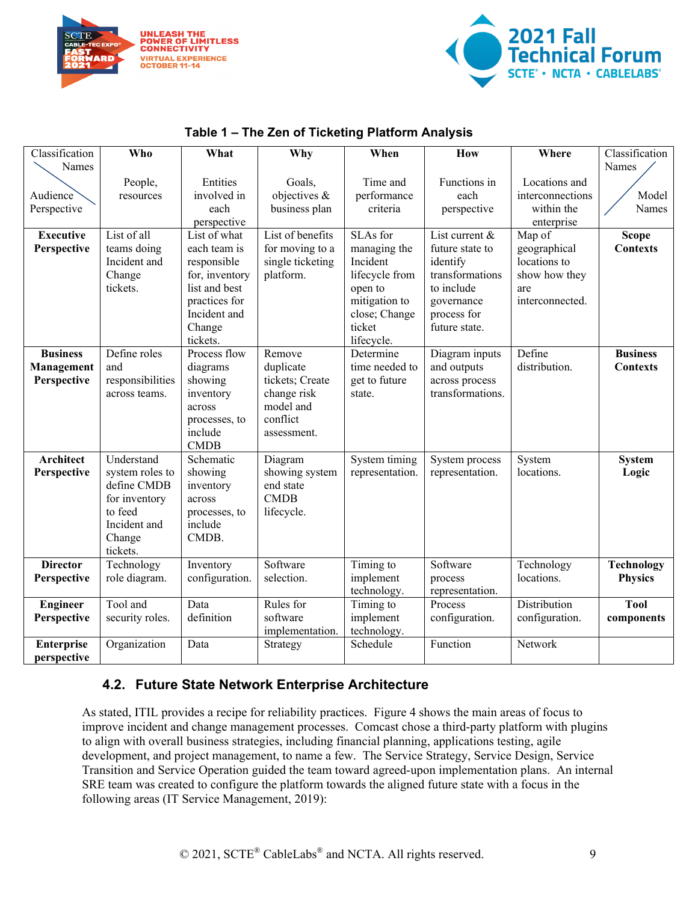**Table 1 – The Zen of Ticketing Platform Analysis**

| Classification Names / Audience Perspective | Who<br>People, resources | What<br>Entities involved in each perspective | Why<br>Goals, objectives & business plan | When<br>Time and performance criteria | How<br>Functions in each perspective | Where<br>Locations and interconnections within the enterprise | Classification Names / Model Names |
|---|---|---|---|---|---|---|---|
| **Executive Perspective** | List of all teams doing Incident and Change tickets. | List of what each team is responsible for, inventory list and best practices for Incident and Change tickets. | List of benefits for moving to a single ticketing platform. | SLAs for managing the Incident lifecycle from open to mitigation to close; Change ticket lifecycle. | List current & future state to identify transformations to include governance process for future state. | Map of geographical locations to show how they are interconnected. | **Scope Contexts** |
| **Business Management Perspective** | Define roles and responsibilities across teams. | Process flow diagrams showing inventory across processes, to include CMDB | Remove duplicate tickets; Create change risk model and conflict assessment. | Determine time needed to get to future state. | Diagram inputs and outputs across process transformations. | Define distribution. | **Business Contexts** |
| **Architect Perspective** | Understand system roles to define CMDB for inventory to feed Incident and Change tickets. | Schematic showing inventory across processes, to include CMDB. | Diagram showing system end state CMDB lifecycle. | System timing representation. | System process representation. | System locations. | **System Logic** |
| **Director Perspective** | Technology role diagram. | Inventory configuration. | Software selection. | Timing to implement technology. | Software process representation. | Technology locations. | **Technology Physics** |
| **Engineer Perspective** | Tool and security roles. | Data definition | Rules for software implementation. | Timing to implement technology. | Process configuration. | Distribution configuration. | **Tool components** |
| **Enterprise perspective** | Organization | Data | Strategy | Schedule | Function | Network | |

## 4.2. Future State Network Enterprise Architecture

As stated, ITIL provides a recipe for reliability practices. Figure 4 shows the main areas of focus to improve incident and change management processes. Comcast chose a third-party platform with plugins to align with overall business strategies, including financial planning, applications testing, agile development, and project management, to name a few. The Service Strategy, Service Design, Service Transition and Service Operation guided the team toward agreed-upon implementation plans. An internal SRE team was created to configure the platform towards the aligned future state with a focus in the following areas (IT Service Management, 2019):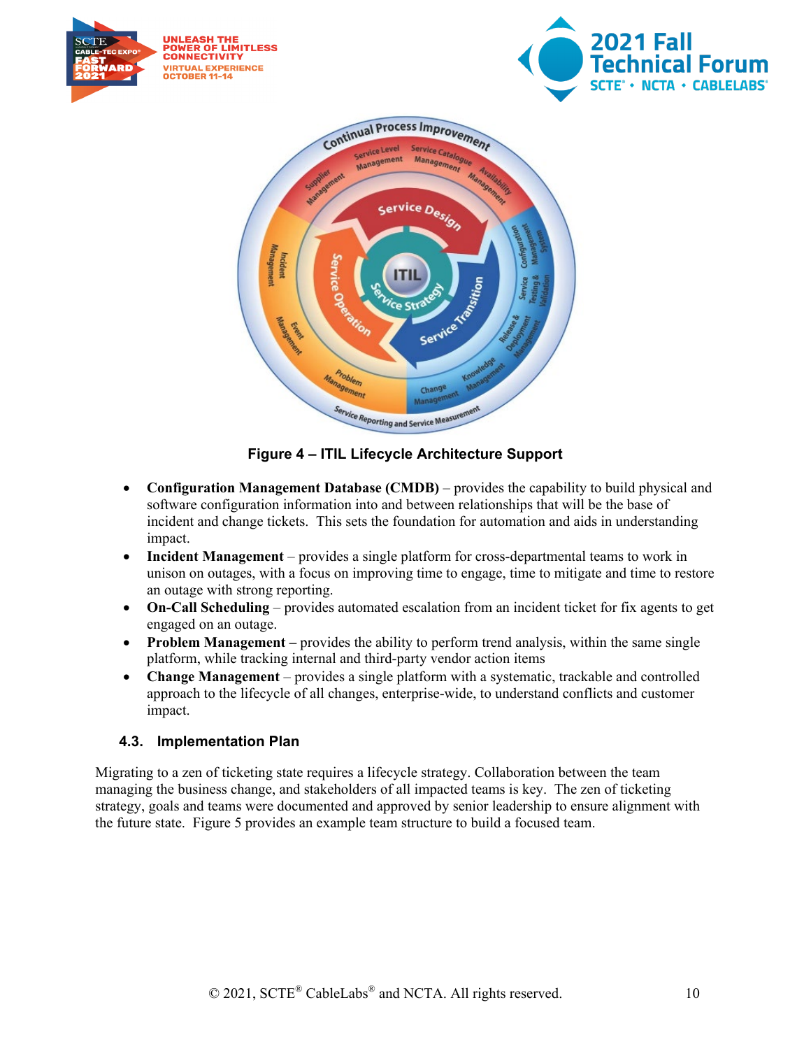Figure 4 – ITIL Lifecycle Architecture Support

- **Configuration Management Database (CMDB)** – provides the capability to build physical and software configuration information into and between relationships that will be the base of incident and change tickets. This sets the foundation for automation and aids in understanding impact.
- **Incident Management** – provides a single platform for cross-departmental teams to work in unison on outages, with a focus on improving time to engage, time to mitigate and time to restore an outage with strong reporting.
- **On-Call Scheduling** – provides automated escalation from an incident ticket for fix agents to get engaged on an outage.
- **Problem Management –** provides the ability to perform trend analysis, within the same single platform, while tracking internal and third-party vendor action items
- **Change Management** – provides a single platform with a systematic, trackable and controlled approach to the lifecycle of all changes, enterprise-wide, to understand conflicts and customer impact.

### 4.3. Implementation Plan

Migrating to a zen of ticketing state requires a lifecycle strategy. Collaboration between the team managing the business change, and stakeholders of all impacted teams is key. The zen of ticketing strategy, goals and teams were documented and approved by senior leadership to ensure alignment with the future state. Figure 5 provides an example team structure to build a focused team.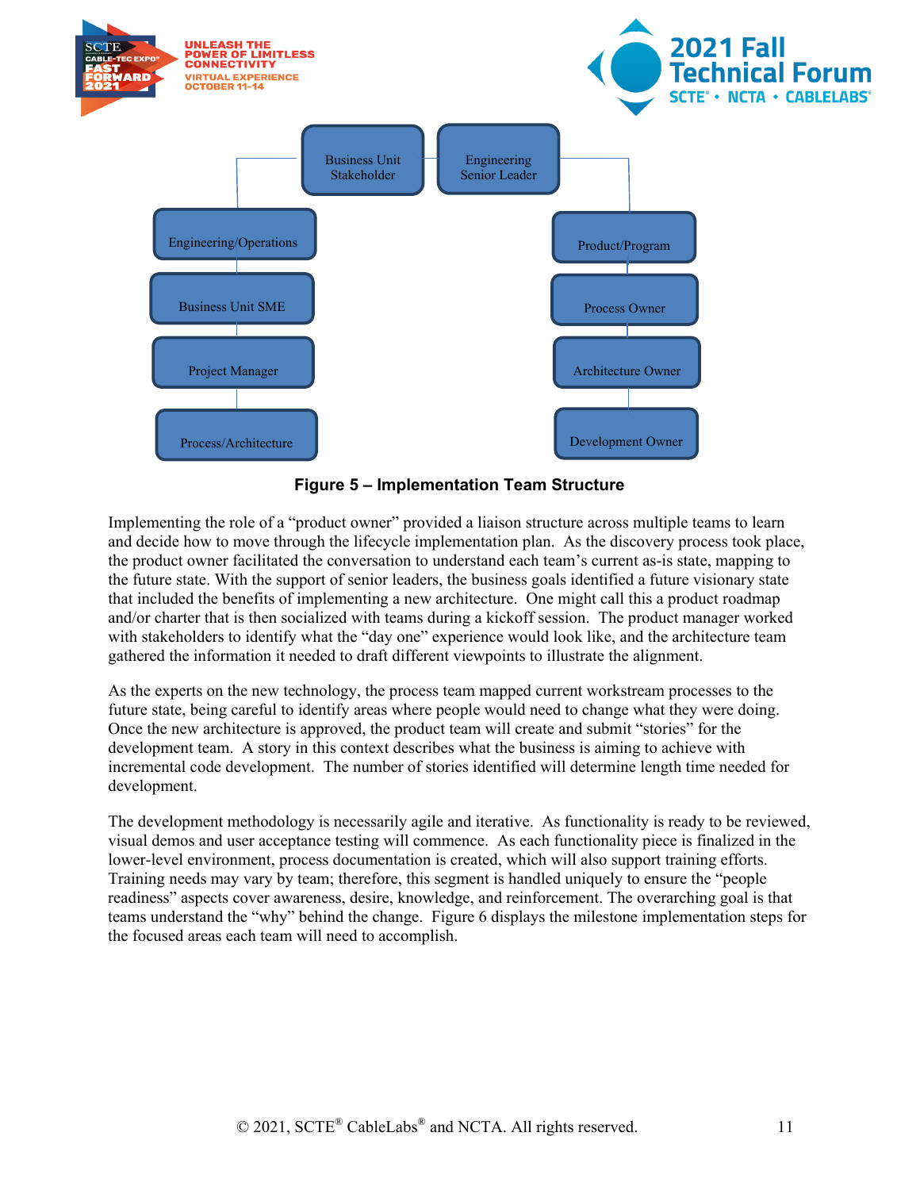Business Unit Stakeholder

Engineering Senior Leader

Engineering/Operations

Business Unit SME

Project Manager

Process/Architecture

Product/Program

Process Owner

Architecture Owner

Development Owner

**Figure 5 – Implementation Team Structure**

Implementing the role of a "product owner" provided a liaison structure across multiple teams to learn and decide how to move through the lifecycle implementation plan. As the discovery process took place, the product owner facilitated the conversation to understand each team's current as-is state, mapping to the future state. With the support of senior leaders, the business goals identified a future visionary state that included the benefits of implementing a new architecture. One might call this a product roadmap and/or charter that is then socialized with teams during a kickoff session. The product manager worked with stakeholders to identify what the "day one" experience would look like, and the architecture team gathered the information it needed to draft different viewpoints to illustrate the alignment.

As the experts on the new technology, the process team mapped current workstream processes to the future state, being careful to identify areas where people would need to change what they were doing. Once the new architecture is approved, the product team will create and submit "stories" for the development team. A story in this context describes what the business is aiming to achieve with incremental code development. The number of stories identified will determine length time needed for development.

The development methodology is necessarily agile and iterative. As functionality is ready to be reviewed, visual demos and user acceptance testing will commence. As each functionality piece is finalized in the lower-level environment, process documentation is created, which will also support training efforts. Training needs may vary by team; therefore, this segment is handled uniquely to ensure the "people readiness" aspects cover awareness, desire, knowledge, and reinforcement. The overarching goal is that teams understand the "why" behind the change. Figure 6 displays the milestone implementation steps for the focused areas each team will need to accomplish.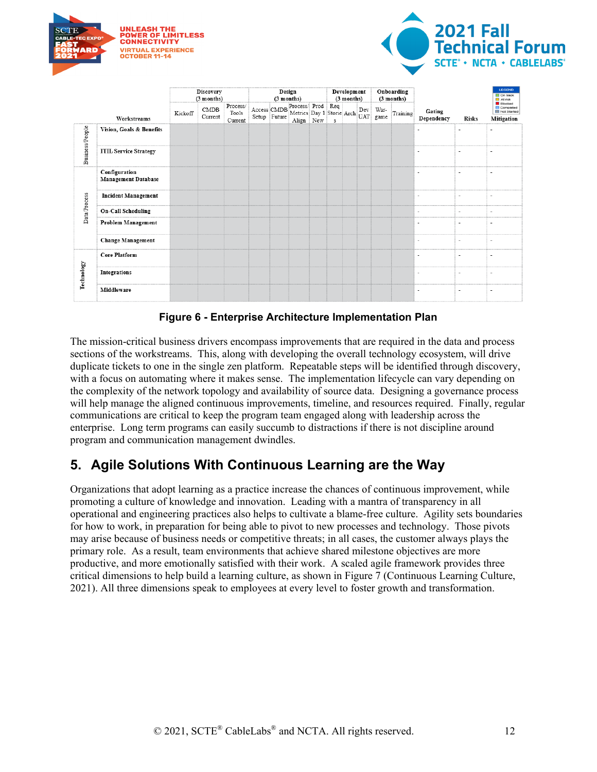| | Workstreams | Discovery (3 months) | | | Design (3 months) | | | | Development (3 months) | | | Onboarding (3 months) | | Gating Dependency | Risks | Mitigation |
|---|---|---|---|---|---|---|---|---|---|---|---|---|---|---|---|---|
| | | Kickoff | CMDB Current | Process/ Tools Current | Access Setup | CMDB Future | Process/ Metrics Align | Prod Day 1 New | Req Stories | Arch | Dev UAT | War-game | Training | | | |
| Business/People | Vision, Goals & Benefits | | | | | | | | | | | | | - | - | - |
| | ITIL Service Strategy | | | | | | | | | | | | | - | - | - |
| Data/Process | Configuration Management Database | | | | | | | | | | | | | - | - | - |
| | Incident Management | | | | | | | | | | | | | - | - | - |
| | On-Call Scheduling | | | | | | | | | | | | | - | - | - |
| | Problem Management | | | | | | | | | | | | | - | - | - |
| | Change Management | | | | | | | | | | | | | - | - | - |
| Technology | Core Platform | | | | | | | | | | | | | - | - | - |
| | Integrations | | | | | | | | | | | | | - | - | - |
| | Middleware | | | | | | | | | | | | | - | - | - |

LEGEND: On track; At risk; Blocked; Completed; Not Started

**Figure 6 - Enterprise Architecture Implementation Plan**

The mission-critical business drivers encompass improvements that are required in the data and process sections of the workstreams. This, along with developing the overall technology ecosystem, will drive duplicate tickets to one in the single zen platform. Repeatable steps will be identified through discovery, with a focus on automating where it makes sense. The implementation lifecycle can vary depending on the complexity of the network topology and availability of source data. Designing a governance process will help manage the aligned continuous improvements, timeline, and resources required. Finally, regular communications are critical to keep the program team engaged along with leadership across the enterprise. Long term programs can easily succumb to distractions if there is not discipline around program and communication management dwindles.

## 5. Agile Solutions With Continuous Learning are the Way

Organizations that adopt learning as a practice increase the chances of continuous improvement, while promoting a culture of knowledge and innovation. Leading with a mantra of transparency in all operational and engineering practices also helps to cultivate a blame-free culture. Agility sets boundaries for how to work, in preparation for being able to pivot to new processes and technology. Those pivots may arise because of business needs or competitive threats; in all cases, the customer always plays the primary role. As a result, team environments that achieve shared milestone objectives are more productive, and more emotionally satisfied with their work. A scaled agile framework provides three critical dimensions to help build a learning culture, as shown in Figure 7 (Continuous Learning Culture, 2021). All three dimensions speak to employees at every level to foster growth and transformation.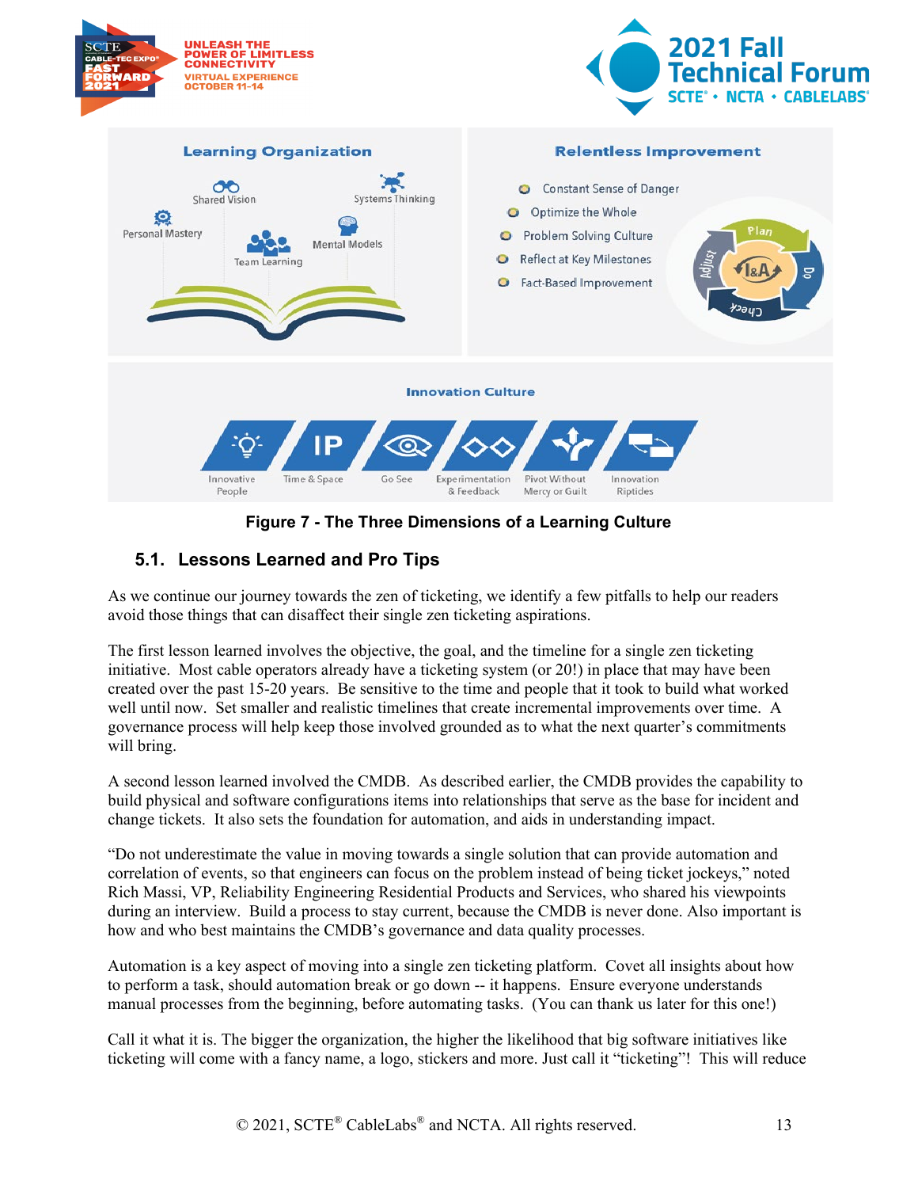Figure 7 - The Three Dimensions of a Learning Culture

## 5.1. Lessons Learned and Pro Tips

As we continue our journey towards the zen of ticketing, we identify a few pitfalls to help our readers avoid those things that can disaffect their single zen ticketing aspirations.

The first lesson learned involves the objective, the goal, and the timeline for a single zen ticketing initiative. Most cable operators already have a ticketing system (or 20!) in place that may have been created over the past 15-20 years. Be sensitive to the time and people that it took to build what worked well until now. Set smaller and realistic timelines that create incremental improvements over time. A governance process will help keep those involved grounded as to what the next quarter's commitments will bring.

A second lesson learned involved the CMDB. As described earlier, the CMDB provides the capability to build physical and software configurations items into relationships that serve as the base for incident and change tickets. It also sets the foundation for automation, and aids in understanding impact.

"Do not underestimate the value in moving towards a single solution that can provide automation and correlation of events, so that engineers can focus on the problem instead of being ticket jockeys," noted Rich Massi, VP, Reliability Engineering Residential Products and Services, who shared his viewpoints during an interview. Build a process to stay current, because the CMDB is never done. Also important is how and who best maintains the CMDB's governance and data quality processes.

Automation is a key aspect of moving into a single zen ticketing platform. Covet all insights about how to perform a task, should automation break or go down -- it happens. Ensure everyone understands manual processes from the beginning, before automating tasks. (You can thank us later for this one!)

Call it what it is. The bigger the organization, the higher the likelihood that big software initiatives like ticketing will come with a fancy name, a logo, stickers and more. Just call it "ticketing"! This will reduce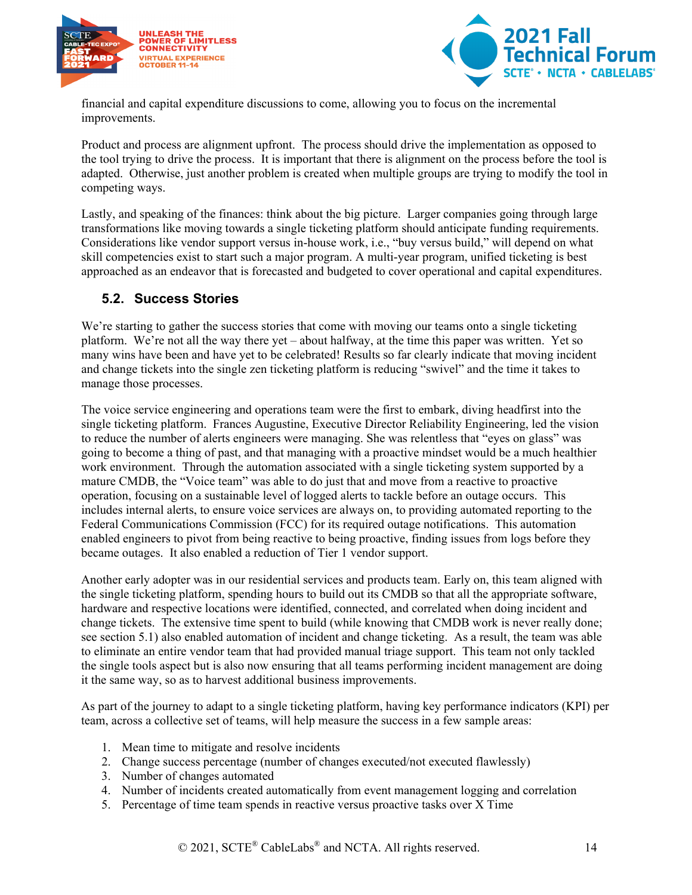financial and capital expenditure discussions to come, allowing you to focus on the incremental improvements.

Product and process are alignment upfront. The process should drive the implementation as opposed to the tool trying to drive the process. It is important that there is alignment on the process before the tool is adapted. Otherwise, just another problem is created when multiple groups are trying to modify the tool in competing ways.

Lastly, and speaking of the finances: think about the big picture. Larger companies going through large transformations like moving towards a single ticketing platform should anticipate funding requirements. Considerations like vendor support versus in-house work, i.e., "buy versus build," will depend on what skill competencies exist to start such a major program. A multi-year program, unified ticketing is best approached as an endeavor that is forecasted and budgeted to cover operational and capital expenditures.

## 5.2. Success Stories

We're starting to gather the success stories that come with moving our teams onto a single ticketing platform. We're not all the way there yet – about halfway, at the time this paper was written. Yet so many wins have been and have yet to be celebrated! Results so far clearly indicate that moving incident and change tickets into the single zen ticketing platform is reducing "swivel" and the time it takes to manage those processes.

The voice service engineering and operations team were the first to embark, diving headfirst into the single ticketing platform. Frances Augustine, Executive Director Reliability Engineering, led the vision to reduce the number of alerts engineers were managing. She was relentless that "eyes on glass" was going to become a thing of past, and that managing with a proactive mindset would be a much healthier work environment. Through the automation associated with a single ticketing system supported by a mature CMDB, the "Voice team" was able to do just that and move from a reactive to proactive operation, focusing on a sustainable level of logged alerts to tackle before an outage occurs. This includes internal alerts, to ensure voice services are always on, to providing automated reporting to the Federal Communications Commission (FCC) for its required outage notifications. This automation enabled engineers to pivot from being reactive to being proactive, finding issues from logs before they became outages. It also enabled a reduction of Tier 1 vendor support.

Another early adopter was in our residential services and products team. Early on, this team aligned with the single ticketing platform, spending hours to build out its CMDB so that all the appropriate software, hardware and respective locations were identified, connected, and correlated when doing incident and change tickets. The extensive time spent to build (while knowing that CMDB work is never really done; see section 5.1) also enabled automation of incident and change ticketing. As a result, the team was able to eliminate an entire vendor team that had provided manual triage support. This team not only tackled the single tools aspect but is also now ensuring that all teams performing incident management are doing it the same way, so as to harvest additional business improvements.

As part of the journey to adapt to a single ticketing platform, having key performance indicators (KPI) per team, across a collective set of teams, will help measure the success in a few sample areas:

1. Mean time to mitigate and resolve incidents
2. Change success percentage (number of changes executed/not executed flawlessly)
3. Number of changes automated
4. Number of incidents created automatically from event management logging and correlation
5. Percentage of time team spends in reactive versus proactive tasks over X Time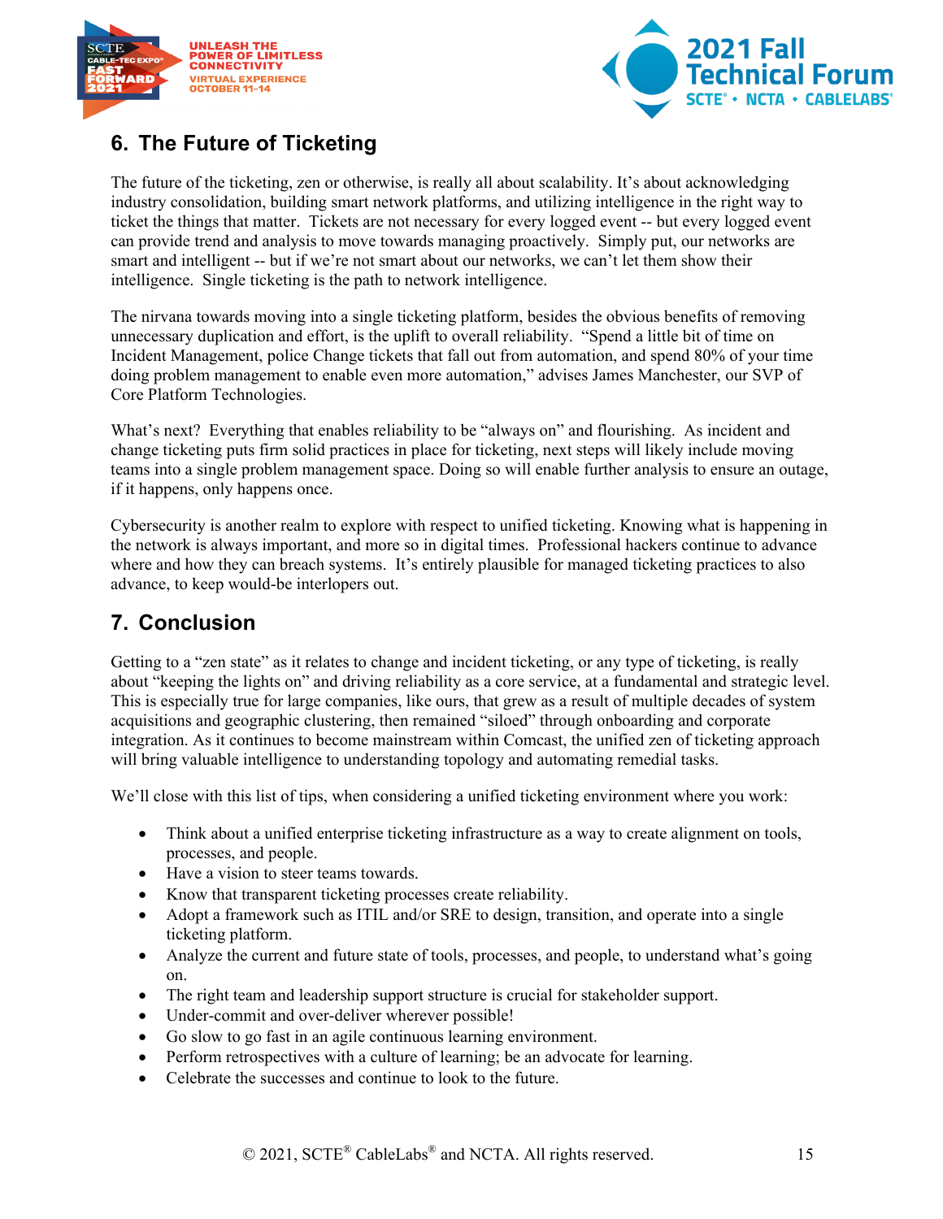## 6. The Future of Ticketing

The future of the ticketing, zen or otherwise, is really all about scalability. It's about acknowledging industry consolidation, building smart network platforms, and utilizing intelligence in the right way to ticket the things that matter. Tickets are not necessary for every logged event -- but every logged event can provide trend and analysis to move towards managing proactively. Simply put, our networks are smart and intelligent -- but if we're not smart about our networks, we can't let them show their intelligence. Single ticketing is the path to network intelligence.

The nirvana towards moving into a single ticketing platform, besides the obvious benefits of removing unnecessary duplication and effort, is the uplift to overall reliability. "Spend a little bit of time on Incident Management, police Change tickets that fall out from automation, and spend 80% of your time doing problem management to enable even more automation," advises James Manchester, our SVP of Core Platform Technologies.

What's next? Everything that enables reliability to be "always on" and flourishing. As incident and change ticketing puts firm solid practices in place for ticketing, next steps will likely include moving teams into a single problem management space. Doing so will enable further analysis to ensure an outage, if it happens, only happens once.

Cybersecurity is another realm to explore with respect to unified ticketing. Knowing what is happening in the network is always important, and more so in digital times. Professional hackers continue to advance where and how they can breach systems. It's entirely plausible for managed ticketing practices to also advance, to keep would-be interlopers out.

## 7. Conclusion

Getting to a "zen state" as it relates to change and incident ticketing, or any type of ticketing, is really about "keeping the lights on" and driving reliability as a core service, at a fundamental and strategic level. This is especially true for large companies, like ours, that grew as a result of multiple decades of system acquisitions and geographic clustering, then remained "siloed" through onboarding and corporate integration. As it continues to become mainstream within Comcast, the unified zen of ticketing approach will bring valuable intelligence to understanding topology and automating remedial tasks.

We'll close with this list of tips, when considering a unified ticketing environment where you work:

- Think about a unified enterprise ticketing infrastructure as a way to create alignment on tools, processes, and people.
- Have a vision to steer teams towards.
- Know that transparent ticketing processes create reliability.
- Adopt a framework such as ITIL and/or SRE to design, transition, and operate into a single ticketing platform.
- Analyze the current and future state of tools, processes, and people, to understand what's going on.
- The right team and leadership support structure is crucial for stakeholder support.
- Under-commit and over-deliver wherever possible!
- Go slow to go fast in an agile continuous learning environment.
- Perform retrospectives with a culture of learning; be an advocate for learning.
- Celebrate the successes and continue to look to the future.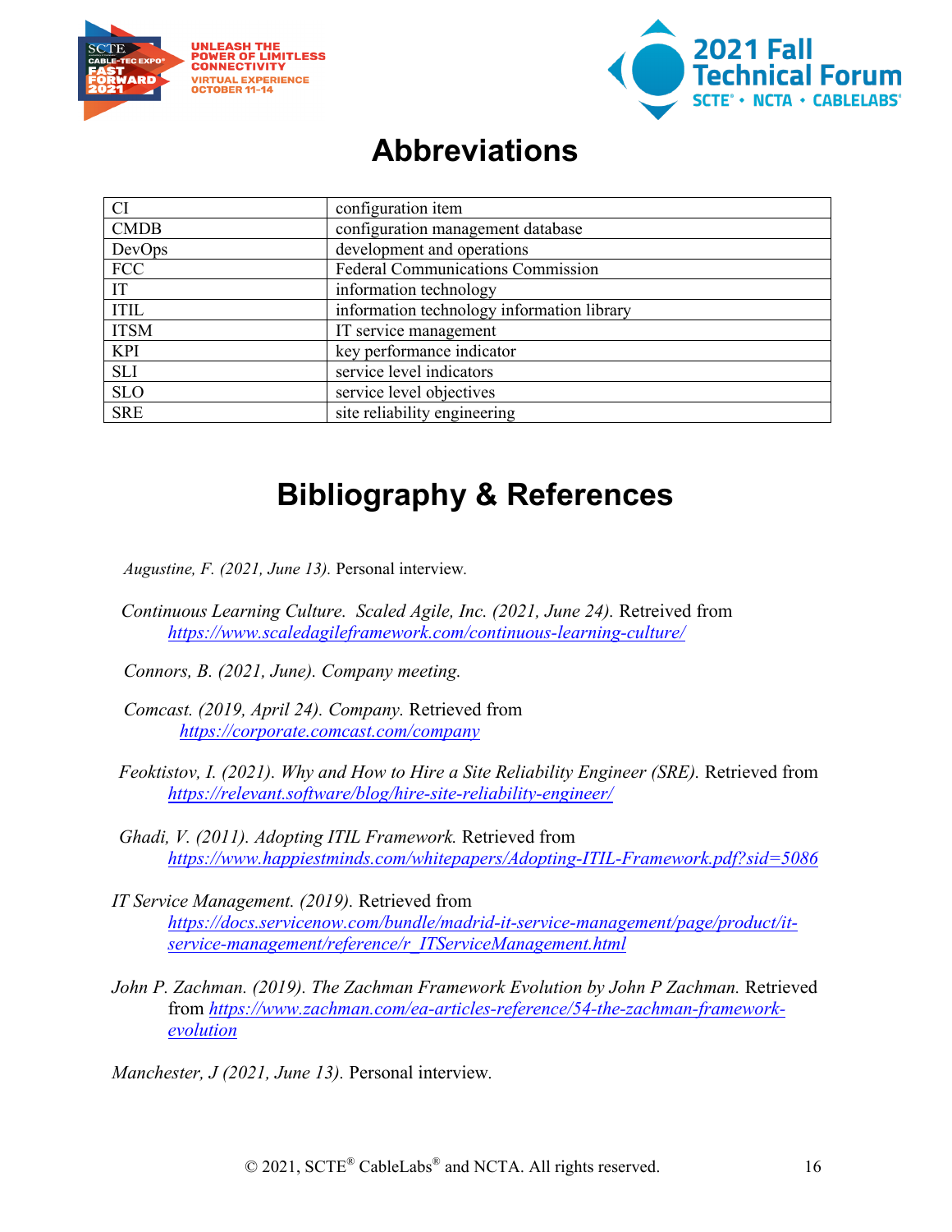# Abbreviations

| | |
|---|---|
| CI | configuration item |
| CMDB | configuration management database |
| DevOps | development and operations |
| FCC | Federal Communications Commission |
| IT | information technology |
| ITIL | information technology information library |
| ITSM | IT service management |
| KPI | key performance indicator |
| SLI | service level indicators |
| SLO | service level objectives |
| SRE | site reliability engineering |

# Bibliography & References

*Augustine, F. (2021, June 13).* Personal interview.

*Continuous Learning Culture. Scaled Agile, Inc. (2021, June 24).* Retreived from https://www.scaledagileframework.com/continuous-learning-culture/

*Connors, B. (2021, June). Company meeting.*

*Comcast. (2019, April 24). Company.* Retrieved from https://corporate.comcast.com/company

*Feoktistov, I. (2021). Why and How to Hire a Site Reliability Engineer (SRE).* Retrieved from https://relevant.software/blog/hire-site-reliability-engineer/

*Ghadi, V. (2011). Adopting ITIL Framework.* Retrieved from https://www.happiestminds.com/whitepapers/Adopting-ITIL-Framework.pdf?sid=5086

*IT Service Management. (2019).* Retrieved from https://docs.servicenow.com/bundle/madrid-it-service-management/page/product/it-service-management/reference/r_ITServiceManagement.html

*John P. Zachman. (2019). The Zachman Framework Evolution by John P Zachman.* Retrieved from https://www.zachman.com/ea-articles-reference/54-the-zachman-framework-evolution

*Manchester, J (2021, June 13).* Personal interview.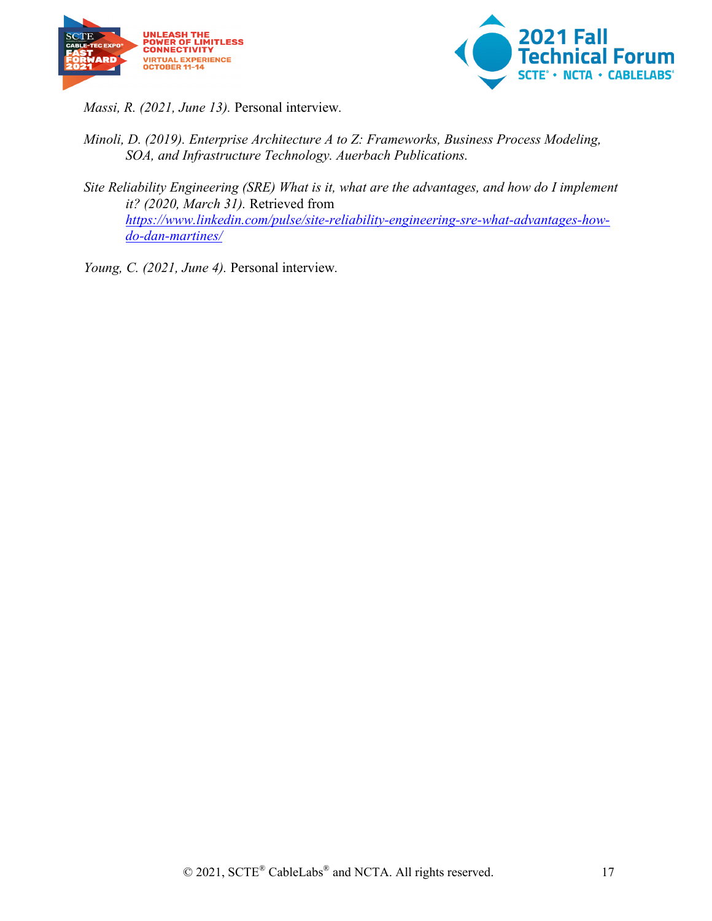*Massi, R. (2021, June 13).* Personal interview.

*Minoli, D. (2019). Enterprise Architecture A to Z: Frameworks, Business Process Modeling, SOA, and Infrastructure Technology. Auerbach Publications.*

*Site Reliability Engineering (SRE) What is it, what are the advantages, and how do I implement it? (2020, March 31).* Retrieved from [https://www.linkedin.com/pulse/site-reliability-engineering-sre-what-advantages-how-do-dan-martines/](https://www.linkedin.com/pulse/site-reliability-engineering-sre-what-advantages-how-do-dan-martines/)

*Young, C. (2021, June 4).* Personal interview.